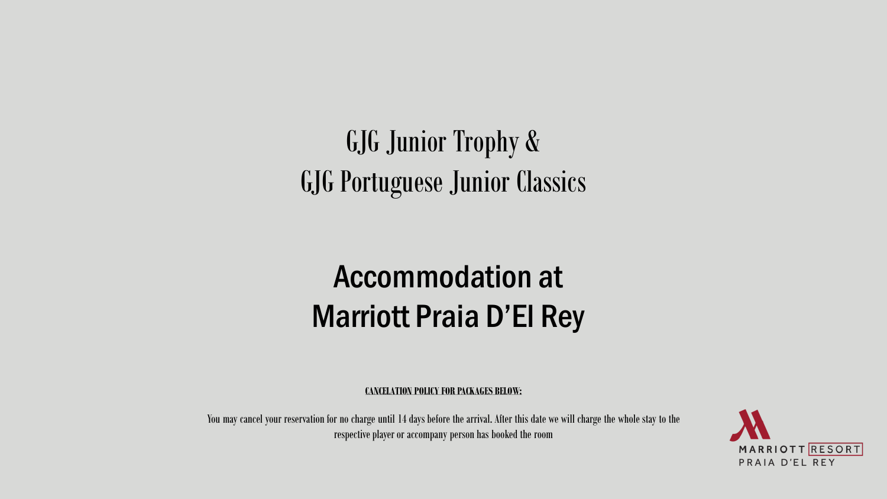# GJG Junior Trophy & GJG Portuguese Junior Classics

## Accommodation at Marriott Praia D'El Rey

**CANCELATION POLICY FOR PACKAGES BELOW:**

You may cancel your reservation for no charge until 14 days before the arrival. After this date we will charge the whole stay to the respective player or accompany person has booked the room

MARRIOTT RESORT PRAIA D'EL REY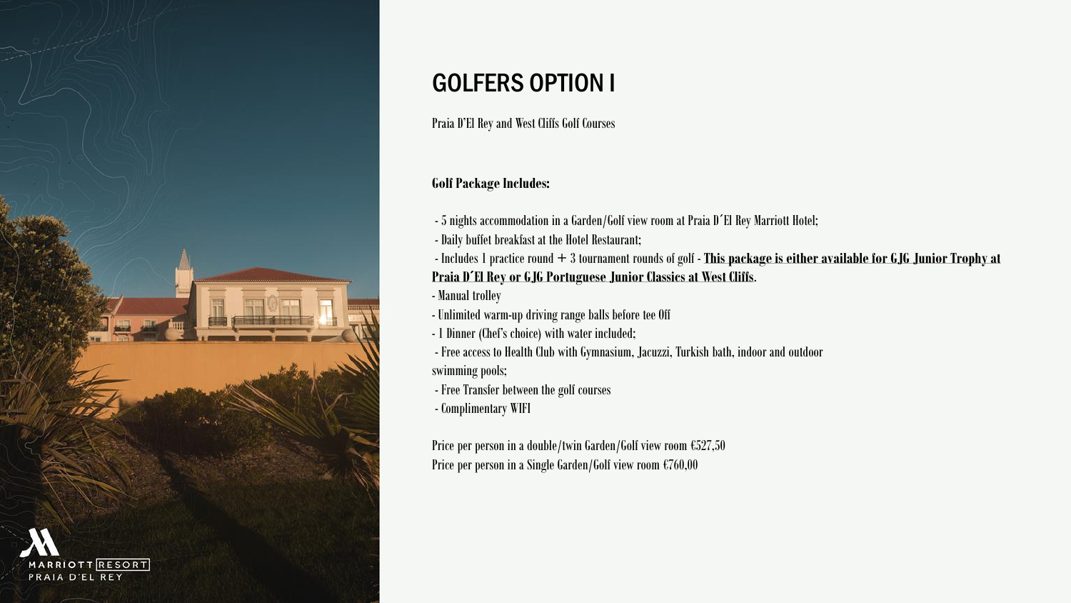# GOLFERS OPTION I

Praia D'El Rey and West Cliffs Golf Courses

**Golf Package Includes:**

- 5 nights accommodation in a Garden/Golf view room at Praia D´El Rey Marriott Hotel;
- Daily buffet breakfast at the Hotel Restaurant;
- Includes 1 practice round + 3 tournament rounds of golf - **This package is either available for GJG Junior Trophy at Praia D´El Rey or GJG Portuguese Junior Classics at West Cliffs**.
- Manual trolley
- Unlimited warm-up driving range balls before tee Off
- 1 Dinner (Chef's choice) with water included;
- Free access to Health Club with Gymnasium, Jacuzzi, Turkish bath, indoor and outdoor swimming pools;
- Free Transfer between the golf courses
- Complimentary WIFI

Price per person in a double/twin Garden/Golf view room €527,50
Price per person in a Single Garden/Golf view room €760,00

MARRIOTT RESORT
PRAIA D'EL REY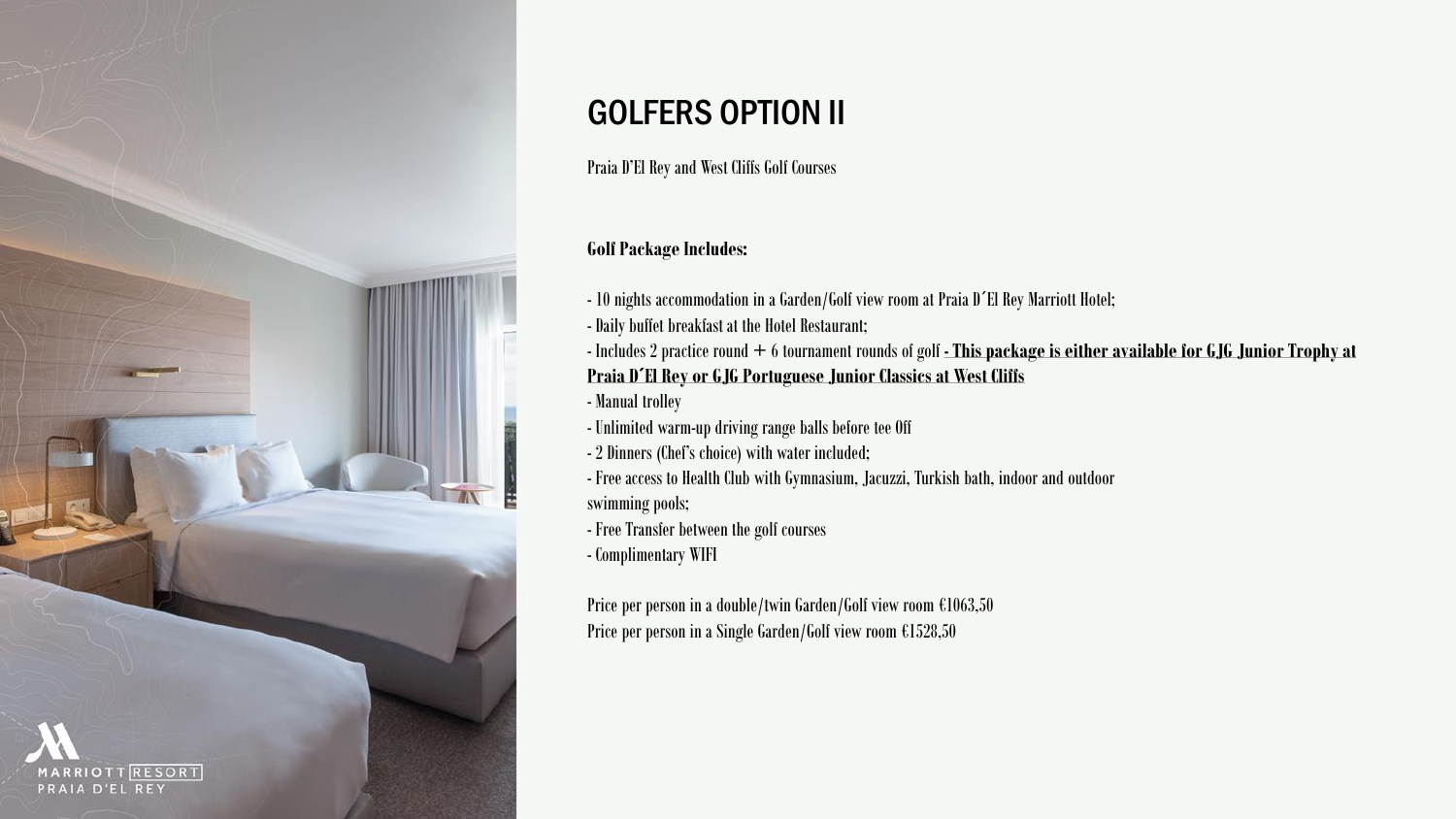# GOLFERS OPTION II

Praia D'El Rey and West Cliffs Golf Courses

**Golf Package Includes:**

- 10 nights accommodation in a Garden/Golf view room at Praia D´El Rey Marriott Hotel;
- Daily buffet breakfast at the Hotel Restaurant;
- Includes 2 practice round + 6 tournament rounds of golf **<u>- This package is either available for GJG Junior Trophy at Praia D´El Rey or GJG Portuguese Junior Classics at West Cliffs</u>**
- Manual trolley
- Unlimited warm-up driving range balls before tee Off
- 2 Dinners (Chef's choice) with water included;
- Free access to Health Club with Gymnasium, Jacuzzi, Turkish bath, indoor and outdoor swimming pools;
- Free Transfer between the golf courses
- Complimentary WIFI

Price per person in a double/twin Garden/Golf view room €1063,50
Price per person in a Single Garden/Golf view room €1528,50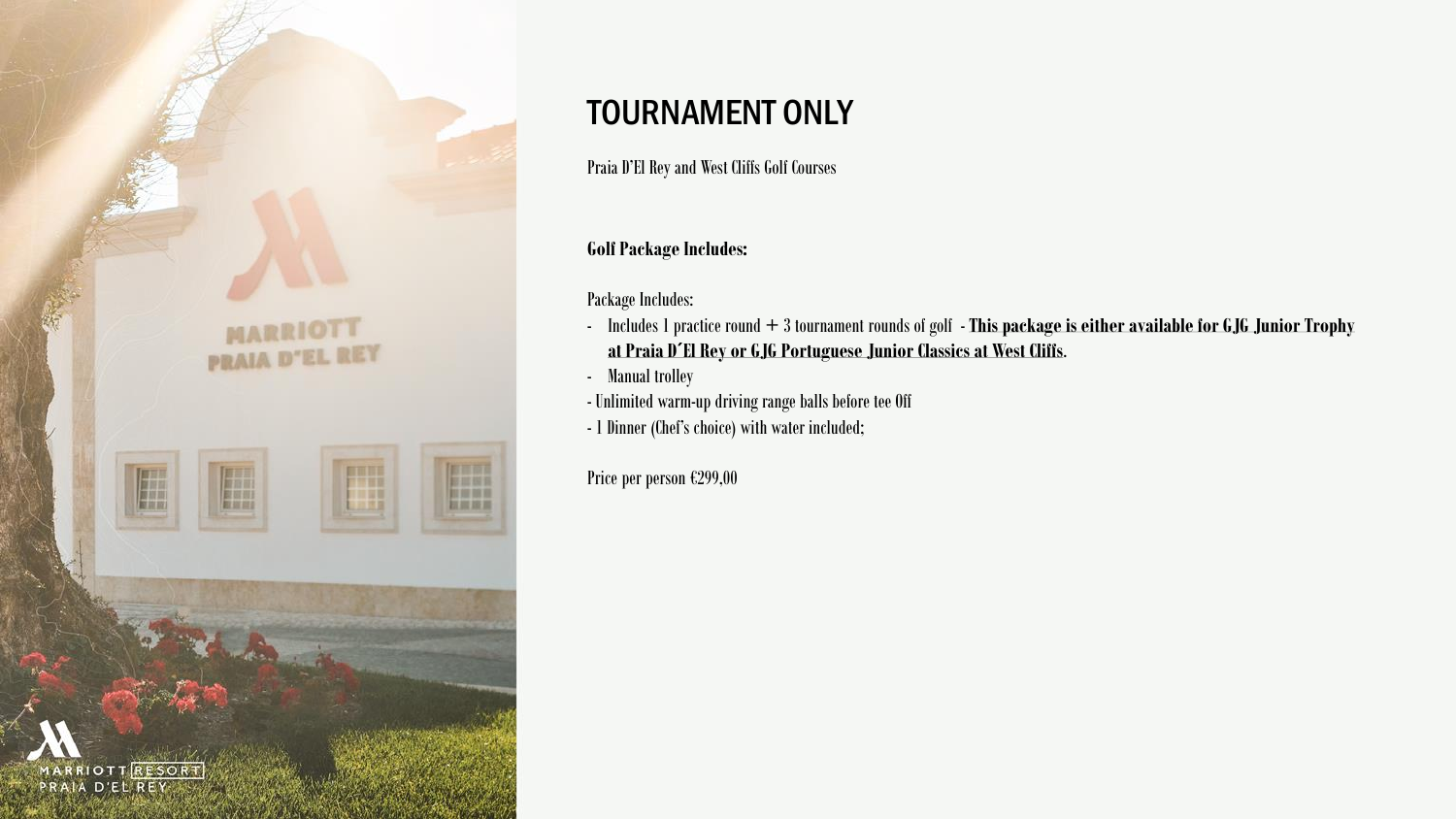# TOURNAMENT ONLY

Praia D'El Rey and West Cliffs Golf Courses

**Golf Package Includes:**

Package Includes:

- Includes 1 practice round + 3 tournament rounds of golf - **This package is either available for GJG Junior Trophy at Praia D´El Rey or GJG Portuguese Junior Classics at West Cliffs**.
- Manual trolley
- Unlimited warm-up driving range balls before tee Off
- 1 Dinner (Chef's choice) with water included;

Price per person €299,00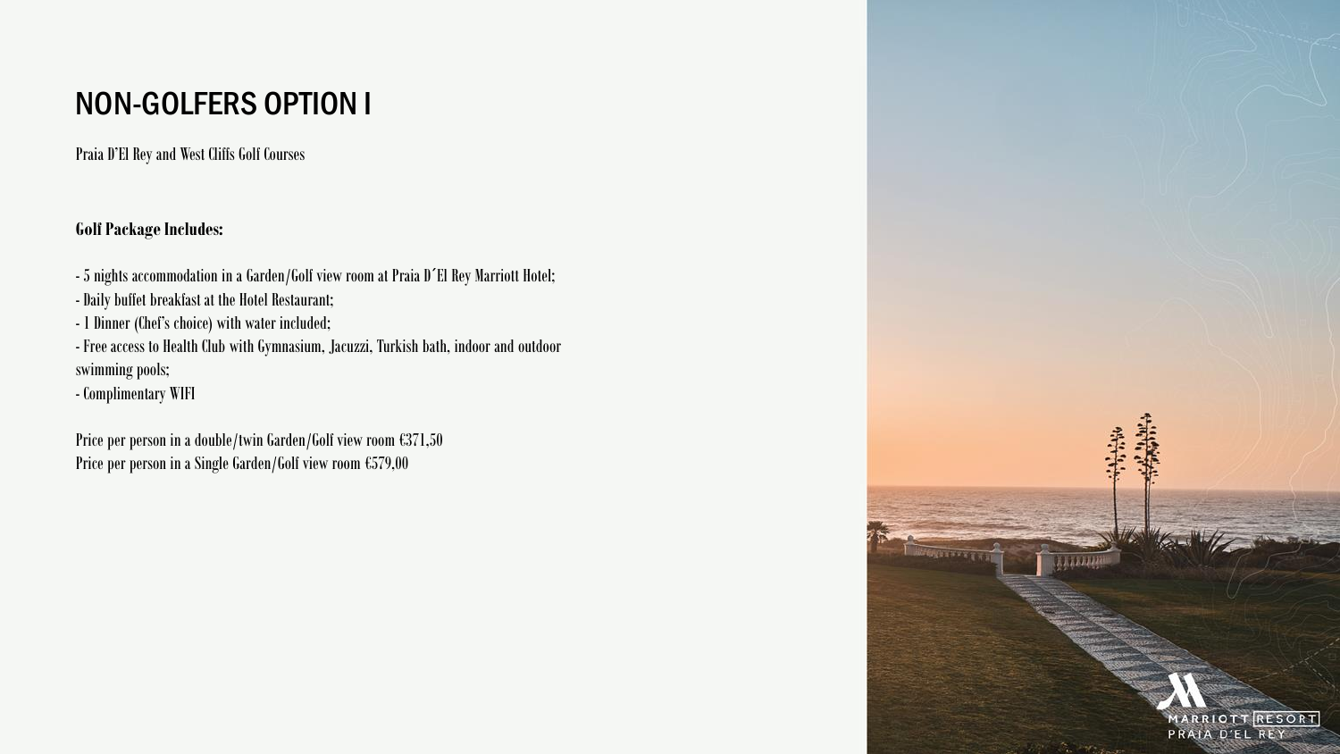# NON-GOLFERS OPTION I

Praia D'El Rey and West Cliffs Golf Courses

**Golf Package Includes:**

- 5 nights accommodation in a Garden/Golf view room at Praia D´El Rey Marriott Hotel;
- Daily buffet breakfast at the Hotel Restaurant;
- 1 Dinner (Chef's choice) with water included;
- Free access to Health Club with Gymnasium, Jacuzzi, Turkish bath, indoor and outdoor swimming pools;
- Complimentary WIFI

Price per person in a double/twin Garden/Golf view room €371,50
Price per person in a Single Garden/Golf view room €579,00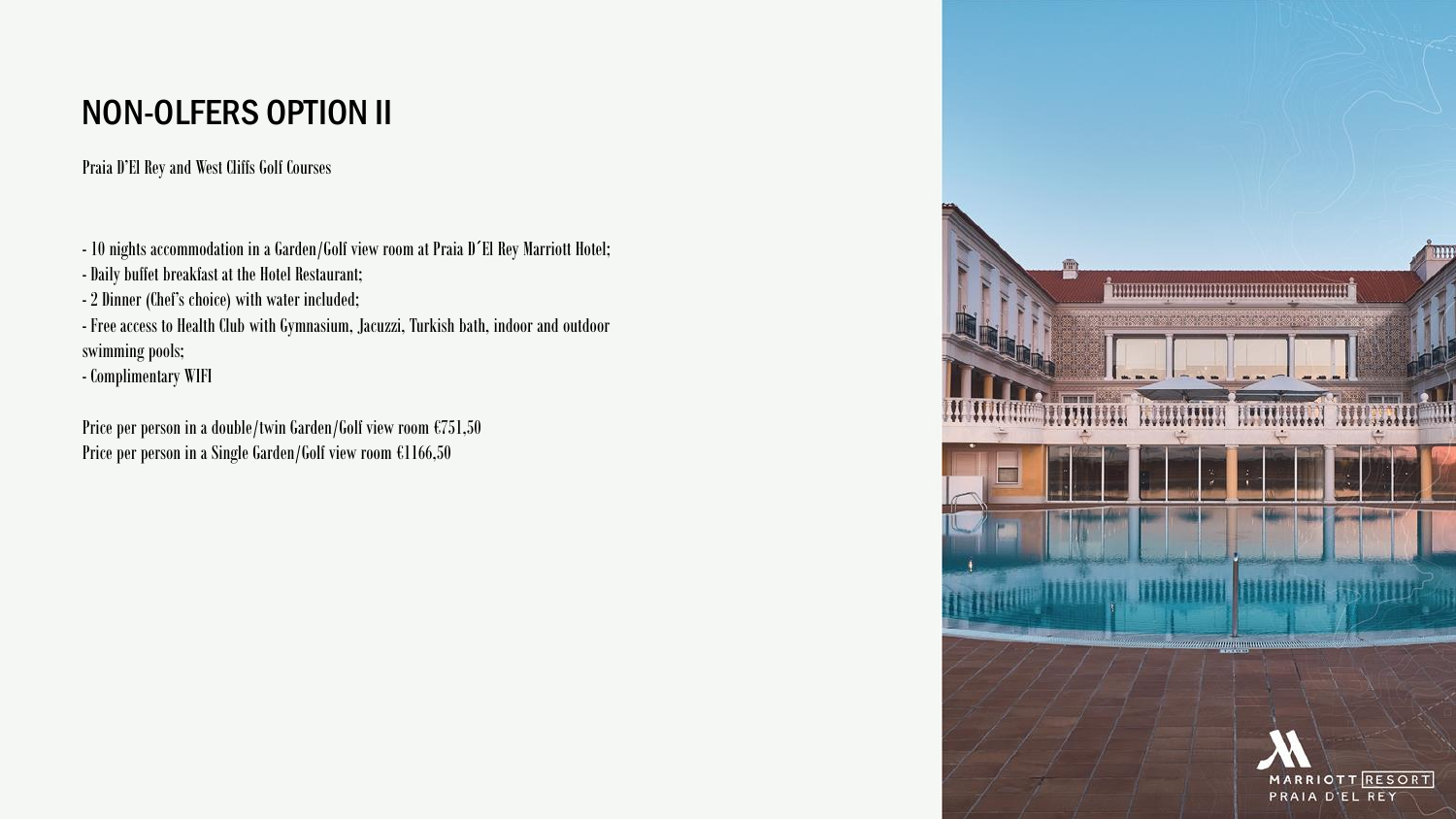# NON-OLFERS OPTION II

Praia D'El Rey and West Cliffs Golf Courses

- 10 nights accommodation in a Garden/Golf view room at Praia D´El Rey Marriott Hotel;
- Daily buffet breakfast at the Hotel Restaurant;
- 2 Dinner (Chef's choice) with water included;
- Free access to Health Club with Gymnasium, Jacuzzi, Turkish bath, indoor and outdoor swimming pools;
- Complimentary WIFI

Price per person in a double/twin Garden/Golf view room €751,50
Price per person in a Single Garden/Golf view room €1166,50